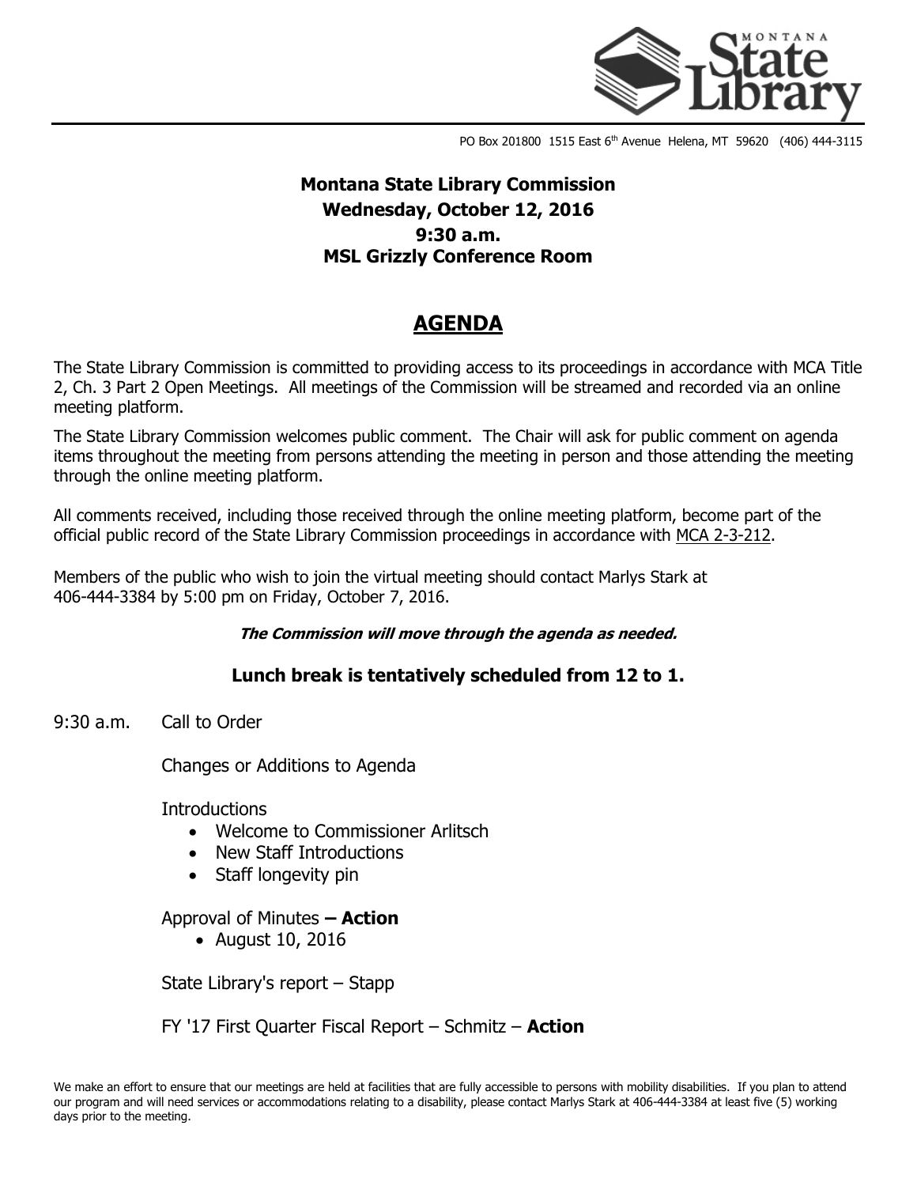PO Box 201800 1515 East 6th Avenue Helena, MT 59620 (406) 444-3115

**Montana State Library Commission**
**Wednesday, October 12, 2016**
**9:30 a.m.**
**MSL Grizzly Conference Room**

# AGENDA

The State Library Commission is committed to providing access to its proceedings in accordance with MCA Title 2, Ch. 3 Part 2 Open Meetings. All meetings of the Commission will be streamed and recorded via an online meeting platform.

The State Library Commission welcomes public comment. The Chair will ask for public comment on agenda items throughout the meeting from persons attending the meeting in person and those attending the meeting through the online meeting platform.

All comments received, including those received through the online meeting platform, become part of the official public record of the State Library Commission proceedings in accordance with MCA 2-3-212.

Members of the public who wish to join the virtual meeting should contact Marlys Stark at 406-444-3384 by 5:00 pm on Friday, October 7, 2016.

***The Commission will move through the agenda as needed.***

**Lunch break is tentatively scheduled from 12 to 1.**

9:30 a.m. Call to Order

Changes or Additions to Agenda

Introductions

- Welcome to Commissioner Arlitsch
- New Staff Introductions
- Staff longevity pin

Approval of Minutes **– Action**

- August 10, 2016

State Library's report – Stapp

FY '17 First Quarter Fiscal Report – Schmitz – **Action**

We make an effort to ensure that our meetings are held at facilities that are fully accessible to persons with mobility disabilities. If you plan to attend our program and will need services or accommodations relating to a disability, please contact Marlys Stark at 406-444-3384 at least five (5) working days prior to the meeting.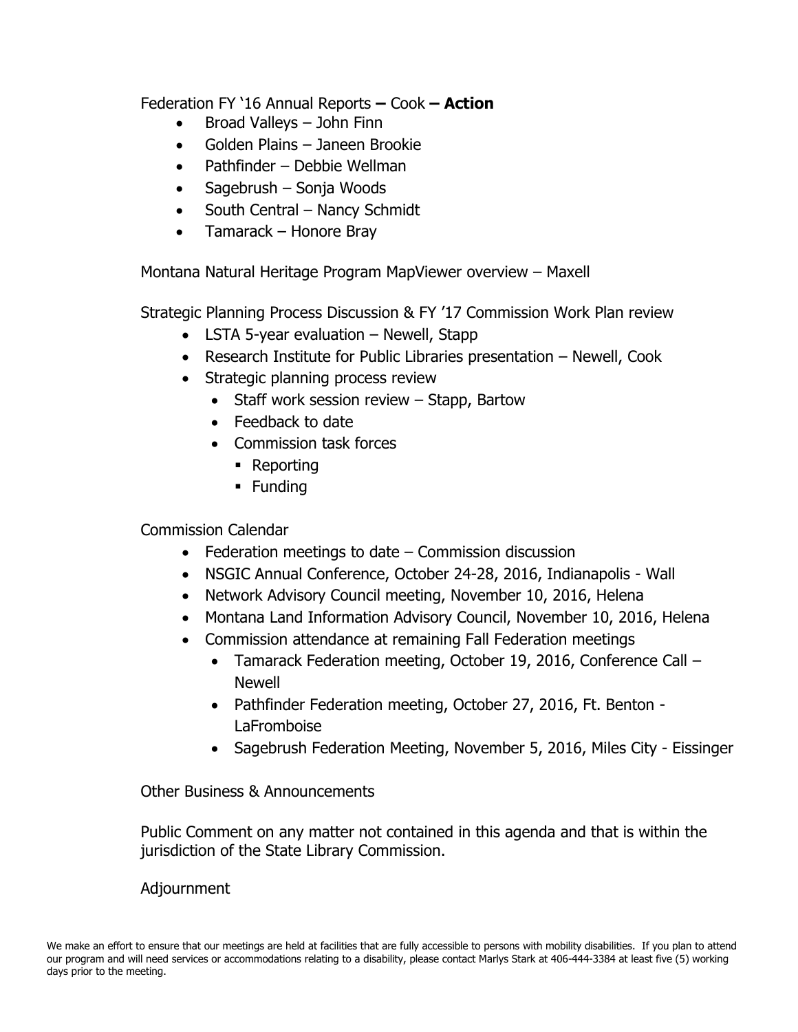Federation FY '16 Annual Reports **–** Cook **– Action**

- Broad Valleys – John Finn
- Golden Plains – Janeen Brookie
- Pathfinder – Debbie Wellman
- Sagebrush – Sonja Woods
- South Central – Nancy Schmidt
- Tamarack – Honore Bray

Montana Natural Heritage Program MapViewer overview – Maxell

Strategic Planning Process Discussion & FY '17 Commission Work Plan review

- LSTA 5-year evaluation – Newell, Stapp
- Research Institute for Public Libraries presentation – Newell, Cook
- Strategic planning process review
    - Staff work session review – Stapp, Bartow
    - Feedback to date
    - Commission task forces
        - Reporting
        - Funding

Commission Calendar

- Federation meetings to date – Commission discussion
- NSGIC Annual Conference, October 24-28, 2016, Indianapolis - Wall
- Network Advisory Council meeting, November 10, 2016, Helena
- Montana Land Information Advisory Council, November 10, 2016, Helena
- Commission attendance at remaining Fall Federation meetings
    - Tamarack Federation meeting, October 19, 2016, Conference Call – Newell
    - Pathfinder Federation meeting, October 27, 2016, Ft. Benton - LaFromboise
    - Sagebrush Federation Meeting, November 5, 2016, Miles City - Eissinger

Other Business & Announcements

Public Comment on any matter not contained in this agenda and that is within the jurisdiction of the State Library Commission.

Adjournment

We make an effort to ensure that our meetings are held at facilities that are fully accessible to persons with mobility disabilities. If you plan to attend our program and will need services or accommodations relating to a disability, please contact Marlys Stark at 406-444-3384 at least five (5) working days prior to the meeting.